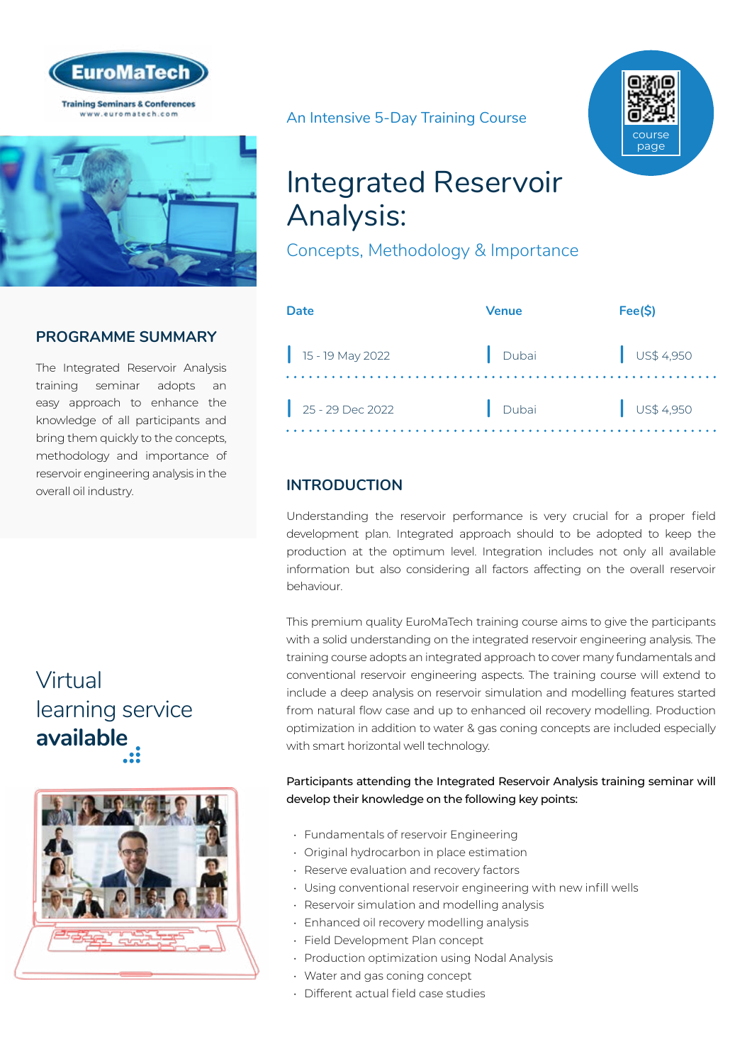EuroMaTech

Training Seminars & Conferences
www.euromatech.com

An Intensive 5-Day Training Course

course page

# Integrated Reservoir Analysis:

## Concepts, Methodology & Importance

| Date | Venue | Fee($) |
|---|---|---|
| 15 - 19 May 2022 | Dubai | US$ 4,950 |
| 25 - 29 Dec 2022 | Dubai | US$ 4,950 |

## PROGRAMME SUMMARY

The Integrated Reservoir Analysis training seminar adopts an easy approach to enhance the knowledge of all participants and bring them quickly to the concepts, methodology and importance of reservoir engineering analysis in the overall oil industry.

Virtual learning service **available**

## INTRODUCTION

Understanding the reservoir performance is very crucial for a proper field development plan. Integrated approach should to be adopted to keep the production at the optimum level. Integration includes not only all available information but also considering all factors affecting on the overall reservoir behaviour.

This premium quality EuroMaTech training course aims to give the participants with a solid understanding on the integrated reservoir engineering analysis. The training course adopts an integrated approach to cover many fundamentals and conventional reservoir engineering aspects. The training course will extend to include a deep analysis on reservoir simulation and modelling features started from natural flow case and up to enhanced oil recovery modelling. Production optimization in addition to water & gas coning concepts are included especially with smart horizontal well technology.

Participants attending the Integrated Reservoir Analysis training seminar will develop their knowledge on the following key points:

- Fundamentals of reservoir Engineering
- Original hydrocarbon in place estimation
- Reserve evaluation and recovery factors
- Using conventional reservoir engineering with new infill wells
- Reservoir simulation and modelling analysis
- Enhanced oil recovery modelling analysis
- Field Development Plan concept
- Production optimization using Nodal Analysis
- Water and gas coning concept
- Different actual field case studies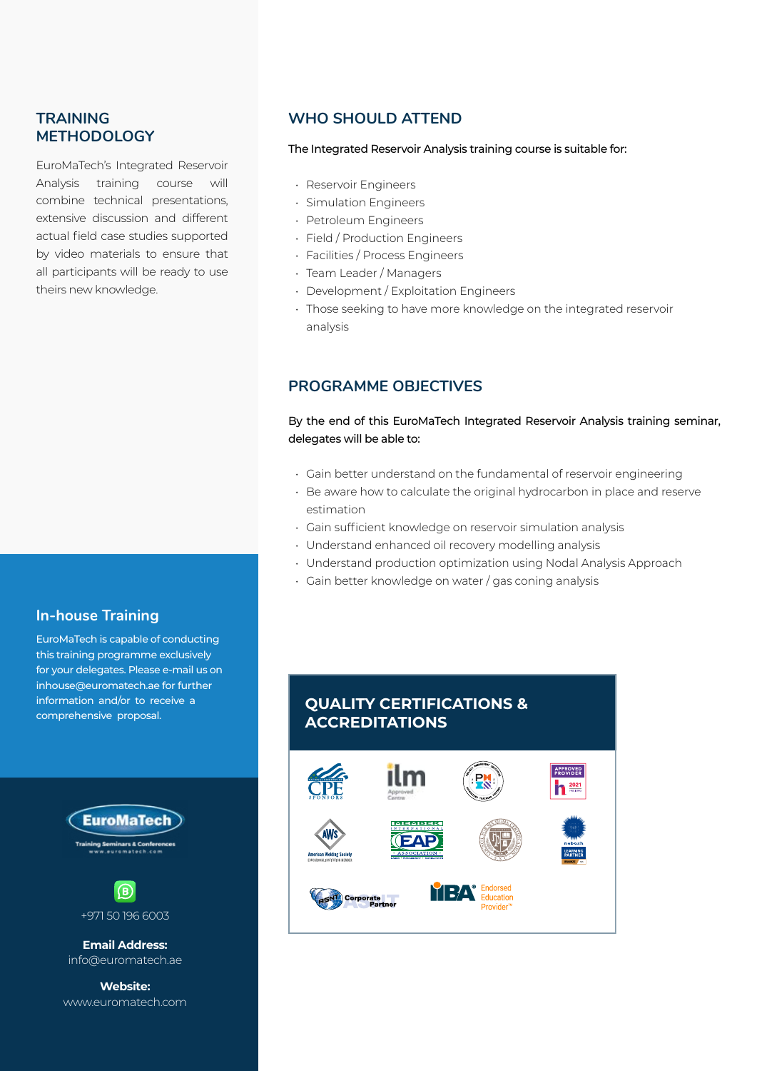## TRAINING METHODOLOGY

EuroMaTech's Integrated Reservoir Analysis training course will combine technical presentations, extensive discussion and different actual field case studies supported by video materials to ensure that all participants will be ready to use theirs new knowledge.

## In-house Training

EuroMaTech is capable of conducting this training programme exclusively for your delegates. Please e-mail us on inhouse@euromatech.ae for further information and/or to receive a comprehensive proposal.

EuroMaTech
Training Seminars & Conferences
www.euromatech.com

+971 50 196 6003

**Email Address:**
info@euromatech.ae

**Website:**
www.euromatech.com

## WHO SHOULD ATTEND

The Integrated Reservoir Analysis training course is suitable for:

- Reservoir Engineers
- Simulation Engineers
- Petroleum Engineers
- Field / Production Engineers
- Facilities / Process Engineers
- Team Leader / Managers
- Development / Exploitation Engineers
- Those seeking to have more knowledge on the integrated reservoir analysis

## PROGRAMME OBJECTIVES

By the end of this EuroMaTech Integrated Reservoir Analysis training seminar, delegates will be able to:

- Gain better understand on the fundamental of reservoir engineering
- Be aware how to calculate the original hydrocarbon in place and reserve estimation
- Gain sufficient knowledge on reservoir simulation analysis
- Understand enhanced oil recovery modelling analysis
- Understand production optimization using Nodal Analysis Approach
- Gain better knowledge on water / gas coning analysis

## QUALITY CERTIFICATIONS & ACCREDITATIONS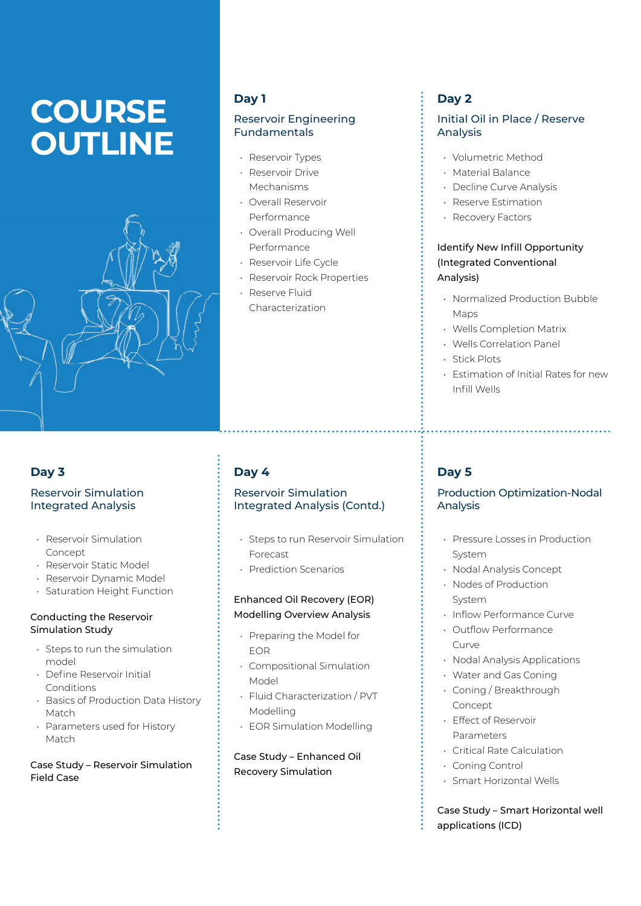# COURSE OUTLINE

## Day 1

### Reservoir Engineering Fundamentals

- Reservoir Types
- Reservoir Drive Mechanisms
- Overall Reservoir Performance
- Overall Producing Well Performance
- Reservoir Life Cycle
- Reservoir Rock Properties
- Reserve Fluid Characterization

## Day 2

### Initial Oil in Place / Reserve Analysis

- Volumetric Method
- Material Balance
- Decline Curve Analysis
- Reserve Estimation
- Recovery Factors

#### Identify New Infill Opportunity (Integrated Conventional Analysis)

- Normalized Production Bubble Maps
- Wells Completion Matrix
- Wells Correlation Panel
- Stick Plots
- Estimation of Initial Rates for new Infill Wells

## Day 3

### Reservoir Simulation Integrated Analysis

- Reservoir Simulation Concept
- Reservoir Static Model
- Reservoir Dynamic Model
- Saturation Height Function

#### Conducting the Reservoir Simulation Study

- Steps to run the simulation model
- Define Reservoir Initial Conditions
- Basics of Production Data History Match
- Parameters used for History Match

#### Case Study – Reservoir Simulation Field Case

## Day 4

### Reservoir Simulation Integrated Analysis (Contd.)

- Steps to run Reservoir Simulation Forecast
- Prediction Scenarios

#### Enhanced Oil Recovery (EOR) Modelling Overview Analysis

- Preparing the Model for EOR
- Compositional Simulation Model
- Fluid Characterization / PVT Modelling
- EOR Simulation Modelling

#### Case Study – Enhanced Oil Recovery Simulation

## Day 5

### Production Optimization-Nodal Analysis

- Pressure Losses in Production System
- Nodal Analysis Concept
- Nodes of Production System
- Inflow Performance Curve
- Outflow Performance Curve
- Nodal Analysis Applications
- Water and Gas Coning
- Coning / Breakthrough Concept
- Effect of Reservoir Parameters
- Critical Rate Calculation
- Coning Control
- Smart Horizontal Wells

#### Case Study – Smart Horizontal well applications (ICD)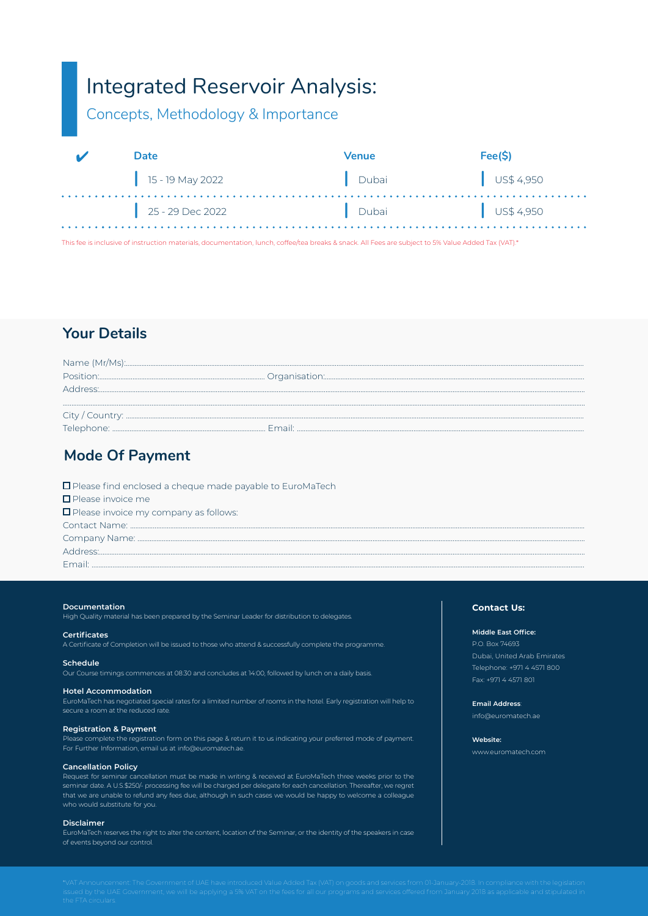# Integrated Reservoir Analysis:

## Concepts, Methodology & Importance

| ✔ | Date | Venue | Fee($) |
|---|---|---|---|
| | 15 - 19 May 2022 | Dubai | US$ 4,950 |
| | 25 - 29 Dec 2022 | Dubai | US$ 4,950 |

This fee is inclusive of instruction materials, documentation, lunch, coffee/tea breaks & snack. All Fees are subject to 5% Value Added Tax (VAT).*

## Your Details

Name (Mr/Ms):.................................................................................................

Position:........................................ Organisation:........................................

Address:.................................................................................................

.................................................................................................

City / Country: .................................................................................................

Telephone: ........................................ Email: ........................................

## Mode Of Payment

- ☐ Please find enclosed a cheque made payable to EuroMaTech
- ☐ Please invoice me
- ☐ Please invoice my company as follows:

Contact Name: .................................................................................................

Company Name: .................................................................................................

Address:.................................................................................................

Email: .................................................................................................

**Documentation**
High Quality material has been prepared by the Seminar Leader for distribution to delegates.

**Certificates**
A Certificate of Completion will be issued to those who attend & successfully complete the programme.

**Schedule**
Our Course timings commences at 08:30 and concludes at 14:00, followed by lunch on a daily basis.

**Hotel Accommodation**
EuroMaTech has negotiated special rates for a limited number of rooms in the hotel. Early registration will help to secure a room at the reduced rate.

**Registration & Payment**
Please complete the registration form on this page & return it to us indicating your preferred mode of payment. For Further Information, email us at info@euromatech.ae.

**Cancellation Policy**
Request for seminar cancellation must be made in writing & received at EuroMaTech three weeks prior to the seminar date. A U.S.$250/- processing fee will be charged per delegate for each cancellation. Thereafter, we regret that we are unable to refund any fees due, although in such cases we would be happy to welcome a colleague who would substitute for you.

**Disclaimer**
EuroMaTech reserves the right to alter the content, location of the Seminar, or the identity of the speakers in case of events beyond our control.

**Contact Us:**

**Middle East Office:**
P.O. Box 74693
Dubai, United Arab Emirates
Telephone: +971 4 4571 800
Fax: +971 4 4571 801

**Email Address**:
info@euromatech.ae

**Website:**
www.euromatech.com

*VAT Announcement: The Government of UAE have introduced Value Added Tax (VAT) on goods and services from 01-January-2018. In compliance with the legislation issued by the UAE Government, we will be applying a 5% VAT on the fees for all our programs and services offered from January 2018 as applicable and stipulated in the FTA circulars.